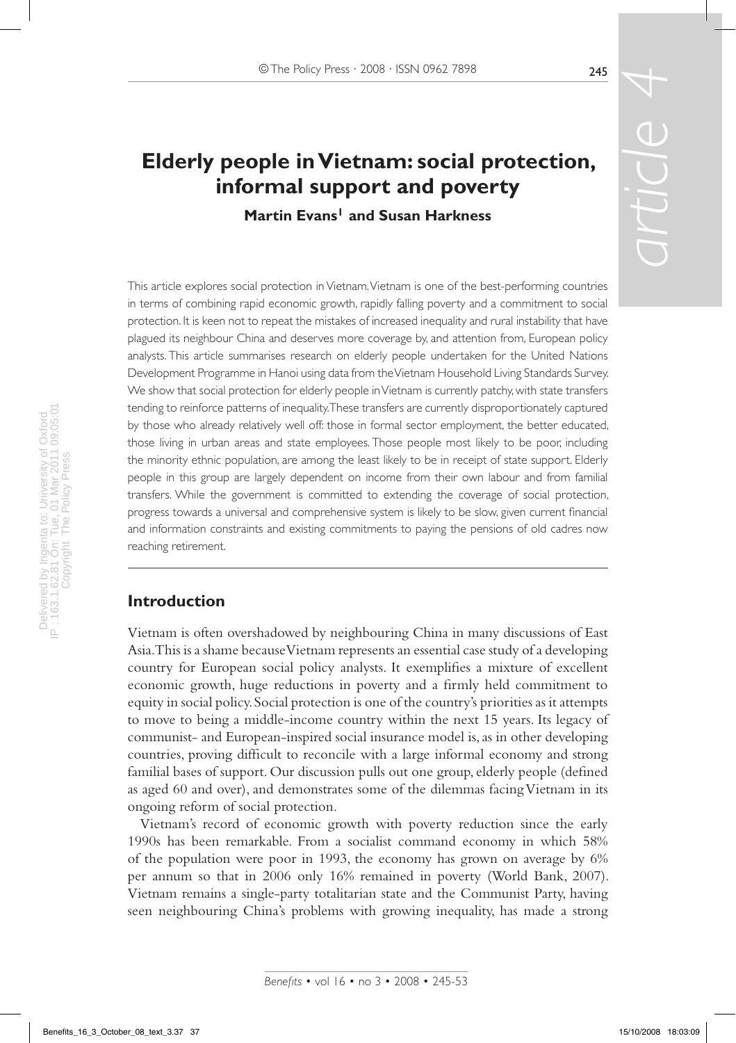# Elderly people in Vietnam: social protection, informal support and poverty

**Martin Evans[1] and Susan Harkness**

This article explores social protection in Vietnam. Vietnam is one of the best-performing countries in terms of combining rapid economic growth, rapidly falling poverty and a commitment to social protection. It is keen not to repeat the mistakes of increased inequality and rural instability that have plagued its neighbour China and deserves more coverage by, and attention from, European policy analysts. This article summarises research on elderly people undertaken for the United Nations Development Programme in Hanoi using data from the Vietnam Household Living Standards Survey. We show that social protection for elderly people in Vietnam is currently patchy, with state transfers tending to reinforce patterns of inequality. These transfers are currently disproportionately captured by those who already relatively well off: those in formal sector employment, the better educated, those living in urban areas and state employees. Those people most likely to be poor, including the minority ethnic population, are among the least likely to be in receipt of state support. Elderly people in this group are largely dependent on income from their own labour and from familial transfers. While the government is committed to extending the coverage of social protection, progress towards a universal and comprehensive system is likely to be slow, given current financial and information constraints and existing commitments to paying the pensions of old cadres now reaching retirement.

## Introduction

Vietnam is often overshadowed by neighbouring China in many discussions of East Asia. This is a shame because Vietnam represents an essential case study of a developing country for European social policy analysts. It exemplifies a mixture of excellent economic growth, huge reductions in poverty and a firmly held commitment to equity in social policy. Social protection is one of the country's priorities as it attempts to move to being a middle-income country within the next 15 years. Its legacy of communist- and European-inspired social insurance model is, as in other developing countries, proving difficult to reconcile with a large informal economy and strong familial bases of support. Our discussion pulls out one group, elderly people (defined as aged 60 and over), and demonstrates some of the dilemmas facing Vietnam in its ongoing reform of social protection.

Vietnam's record of economic growth with poverty reduction since the early 1990s has been remarkable. From a socialist command economy in which 58% of the population were poor in 1993, the economy has grown on average by 6% per annum so that in 2006 only 16% remained in poverty (World Bank, 2007). Vietnam remains a single-party totalitarian state and the Communist Party, having seen neighbouring China's problems with growing inequality, has made a strong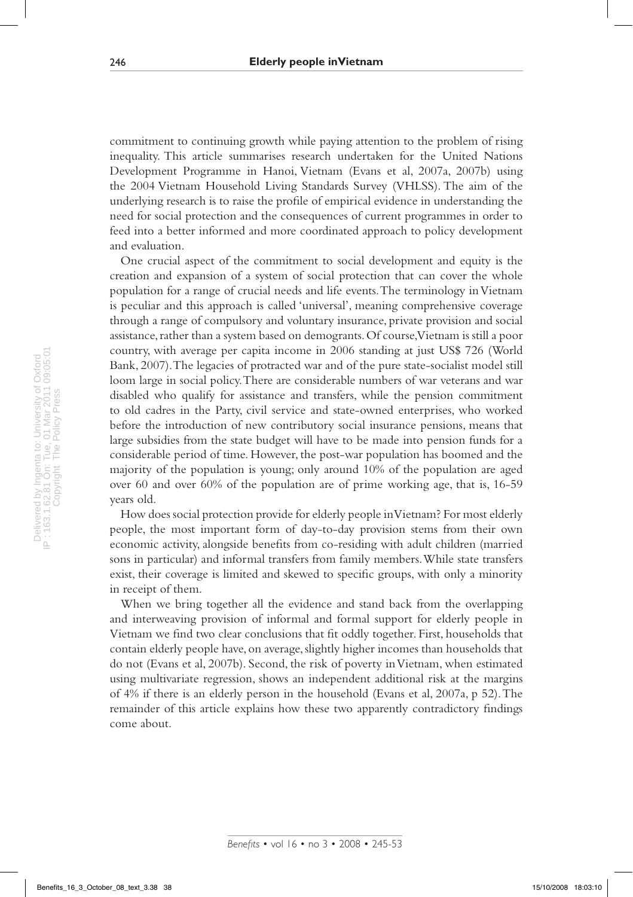commitment to continuing growth while paying attention to the problem of rising inequality. This article summarises research undertaken for the United Nations Development Programme in Hanoi, Vietnam (Evans et al, 2007a, 2007b) using the 2004 Vietnam Household Living Standards Survey (VHLSS). The aim of the underlying research is to raise the profile of empirical evidence in understanding the need for social protection and the consequences of current programmes in order to feed into a better informed and more coordinated approach to policy development and evaluation.

One crucial aspect of the commitment to social development and equity is the creation and expansion of a system of social protection that can cover the whole population for a range of crucial needs and life events. The terminology in Vietnam is peculiar and this approach is called 'universal', meaning comprehensive coverage through a range of compulsory and voluntary insurance, private provision and social assistance, rather than a system based on demogrants. Of course, Vietnam is still a poor country, with average per capita income in 2006 standing at just US$ 726 (World Bank, 2007). The legacies of protracted war and of the pure state-socialist model still loom large in social policy. There are considerable numbers of war veterans and war disabled who qualify for assistance and transfers, while the pension commitment to old cadres in the Party, civil service and state-owned enterprises, who worked before the introduction of new contributory social insurance pensions, means that large subsidies from the state budget will have to be made into pension funds for a considerable period of time. However, the post-war population has boomed and the majority of the population is young; only around 10% of the population are aged over 60 and over 60% of the population are of prime working age, that is, 16-59 years old.

How does social protection provide for elderly people in Vietnam? For most elderly people, the most important form of day-to-day provision stems from their own economic activity, alongside benefits from co-residing with adult children (married sons in particular) and informal transfers from family members. While state transfers exist, their coverage is limited and skewed to specific groups, with only a minority in receipt of them.

When we bring together all the evidence and stand back from the overlapping and interweaving provision of informal and formal support for elderly people in Vietnam we find two clear conclusions that fit oddly together. First, households that contain elderly people have, on average, slightly higher incomes than households that do not (Evans et al, 2007b). Second, the risk of poverty in Vietnam, when estimated using multivariate regression, shows an independent additional risk at the margins of 4% if there is an elderly person in the household (Evans et al, 2007a, p 52). The remainder of this article explains how these two apparently contradictory findings come about.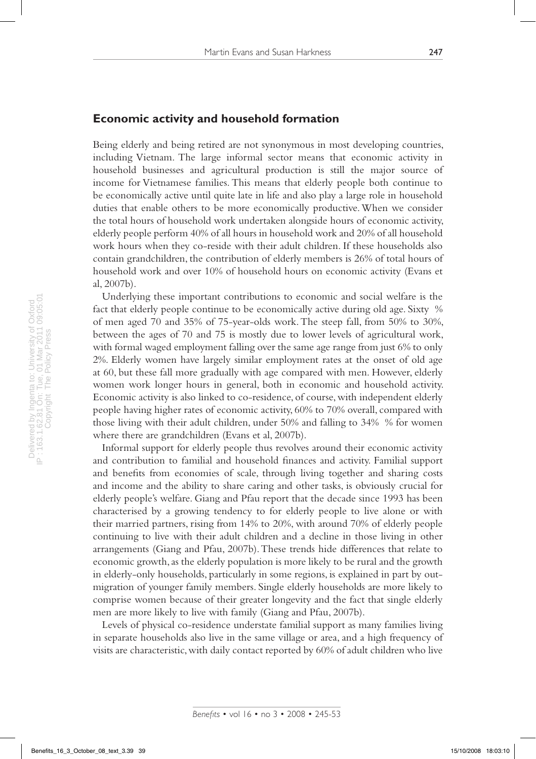## Economic activity and household formation

Being elderly and being retired are not synonymous in most developing countries, including Vietnam. The large informal sector means that economic activity in household businesses and agricultural production is still the major source of income for Vietnamese families. This means that elderly people both continue to be economically active until quite late in life and also play a large role in household duties that enable others to be more economically productive. When we consider the total hours of household work undertaken alongside hours of economic activity, elderly people perform 40% of all hours in household work and 20% of all household work hours when they co-reside with their adult children. If these households also contain grandchildren, the contribution of elderly members is 26% of total hours of household work and over 10% of household hours on economic activity (Evans et al, 2007b).

Underlying these important contributions to economic and social welfare is the fact that elderly people continue to be economically active during old age. Sixty % of men aged 70 and 35% of 75-year-olds work. The steep fall, from 50% to 30%, between the ages of 70 and 75 is mostly due to lower levels of agricultural work, with formal waged employment falling over the same age range from just 6% to only 2%. Elderly women have largely similar employment rates at the onset of old age at 60, but these fall more gradually with age compared with men. However, elderly women work longer hours in general, both in economic and household activity. Economic activity is also linked to co-residence, of course, with independent elderly people having higher rates of economic activity, 60% to 70% overall, compared with those living with their adult children, under 50% and falling to 34% % for women where there are grandchildren (Evans et al, 2007b).

Informal support for elderly people thus revolves around their economic activity and contribution to familial and household finances and activity. Familial support and benefits from economies of scale, through living together and sharing costs and income and the ability to share caring and other tasks, is obviously crucial for elderly people's welfare. Giang and Pfau report that the decade since 1993 has been characterised by a growing tendency to for elderly people to live alone or with their married partners, rising from 14% to 20%, with around 70% of elderly people continuing to live with their adult children and a decline in those living in other arrangements (Giang and Pfau, 2007b). These trends hide differences that relate to economic growth, as the elderly population is more likely to be rural and the growth in elderly-only households, particularly in some regions, is explained in part by out-migration of younger family members. Single elderly households are more likely to comprise women because of their greater longevity and the fact that single elderly men are more likely to live with family (Giang and Pfau, 2007b).

Levels of physical co-residence understate familial support as many families living in separate households also live in the same village or area, and a high frequency of visits are characteristic, with daily contact reported by 60% of adult children who live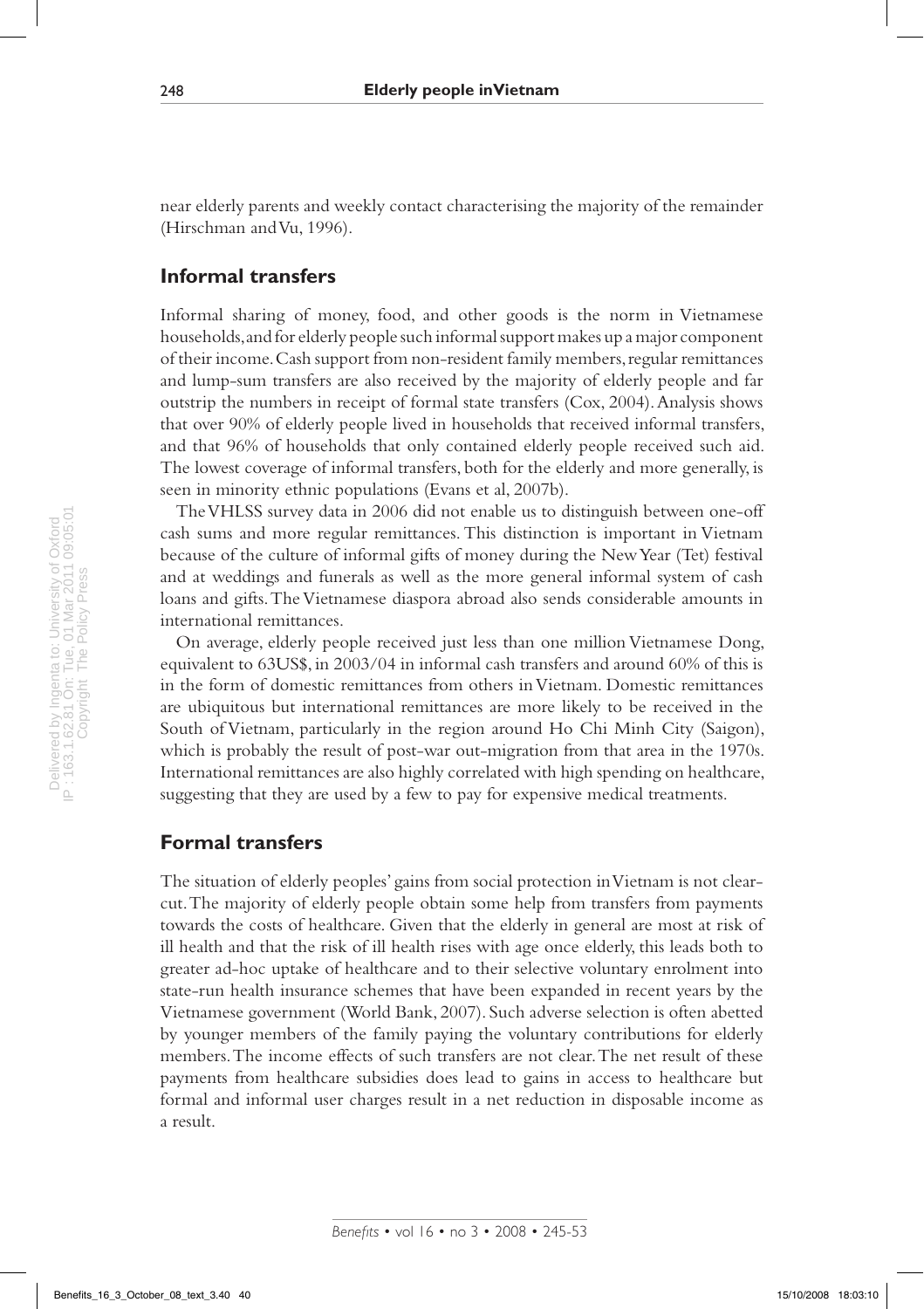near elderly parents and weekly contact characterising the majority of the remainder (Hirschman and Vu, 1996).

## Informal transfers

Informal sharing of money, food, and other goods is the norm in Vietnamese households, and for elderly people such informal support makes up a major component of their income. Cash support from non-resident family members, regular remittances and lump-sum transfers are also received by the majority of elderly people and far outstrip the numbers in receipt of formal state transfers (Cox, 2004). Analysis shows that over 90% of elderly people lived in households that received informal transfers, and that 96% of households that only contained elderly people received such aid. The lowest coverage of informal transfers, both for the elderly and more generally, is seen in minority ethnic populations (Evans et al, 2007b).

The VHLSS survey data in 2006 did not enable us to distinguish between one-off cash sums and more regular remittances. This distinction is important in Vietnam because of the culture of informal gifts of money during the New Year (Tet) festival and at weddings and funerals as well as the more general informal system of cash loans and gifts. The Vietnamese diaspora abroad also sends considerable amounts in international remittances.

On average, elderly people received just less than one million Vietnamese Dong, equivalent to 63US$, in 2003/04 in informal cash transfers and around 60% of this is in the form of domestic remittances from others in Vietnam. Domestic remittances are ubiquitous but international remittances are more likely to be received in the South of Vietnam, particularly in the region around Ho Chi Minh City (Saigon), which is probably the result of post-war out-migration from that area in the 1970s. International remittances are also highly correlated with high spending on healthcare, suggesting that they are used by a few to pay for expensive medical treatments.

## Formal transfers

The situation of elderly peoples' gains from social protection in Vietnam is not clear-cut. The majority of elderly people obtain some help from transfers from payments towards the costs of healthcare. Given that the elderly in general are most at risk of ill health and that the risk of ill health rises with age once elderly, this leads both to greater ad-hoc uptake of healthcare and to their selective voluntary enrolment into state-run health insurance schemes that have been expanded in recent years by the Vietnamese government (World Bank, 2007). Such adverse selection is often abetted by younger members of the family paying the voluntary contributions for elderly members. The income effects of such transfers are not clear. The net result of these payments from healthcare subsidies does lead to gains in access to healthcare but formal and informal user charges result in a net reduction in disposable income as a result.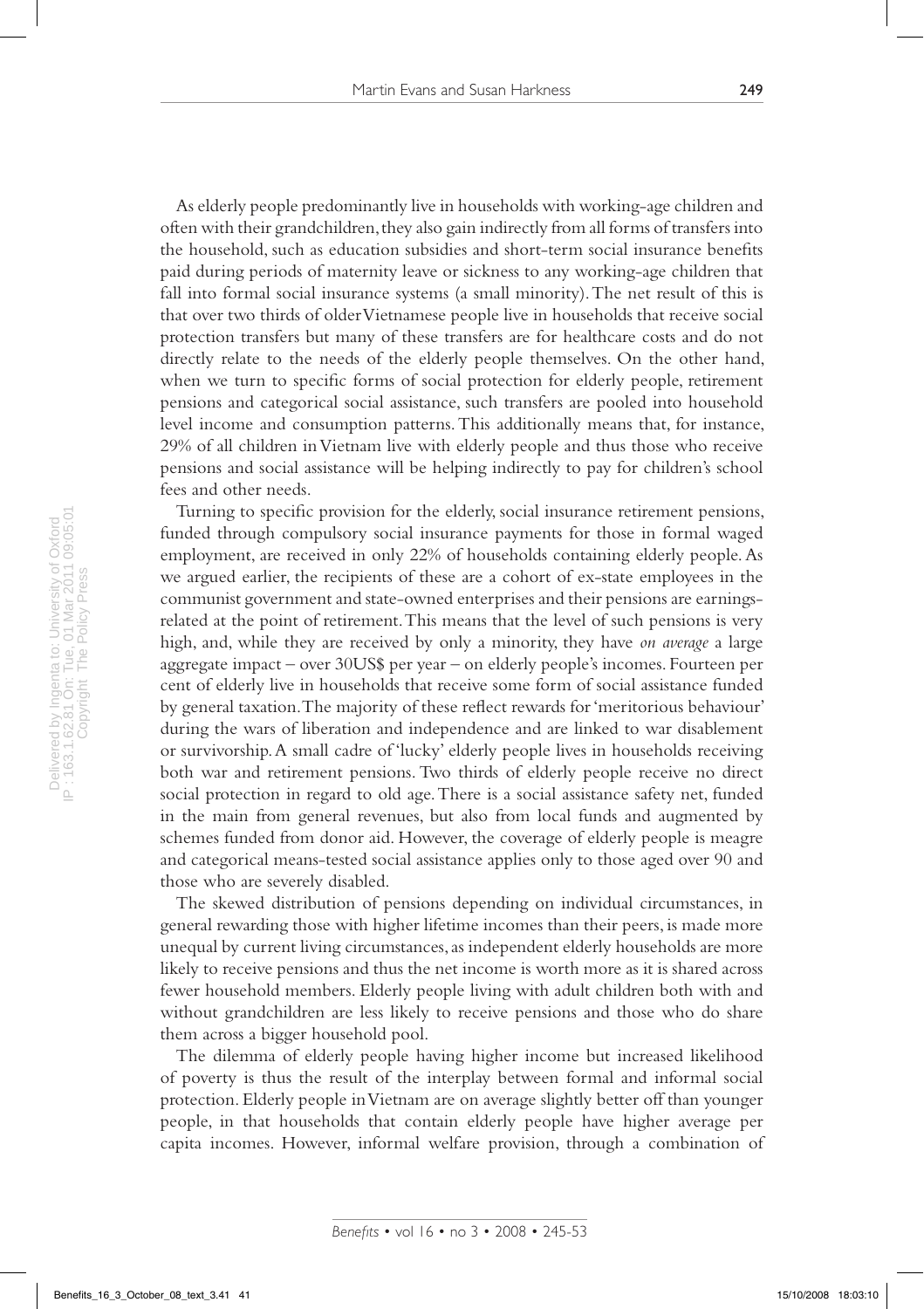As elderly people predominantly live in households with working-age children and often with their grandchildren, they also gain indirectly from all forms of transfers into the household, such as education subsidies and short-term social insurance benefits paid during periods of maternity leave or sickness to any working-age children that fall into formal social insurance systems (a small minority). The net result of this is that over two thirds of older Vietnamese people live in households that receive social protection transfers but many of these transfers are for healthcare costs and do not directly relate to the needs of the elderly people themselves. On the other hand, when we turn to specific forms of social protection for elderly people, retirement pensions and categorical social assistance, such transfers are pooled into household level income and consumption patterns. This additionally means that, for instance, 29% of all children in Vietnam live with elderly people and thus those who receive pensions and social assistance will be helping indirectly to pay for children's school fees and other needs.

Turning to specific provision for the elderly, social insurance retirement pensions, funded through compulsory social insurance payments for those in formal waged employment, are received in only 22% of households containing elderly people. As we argued earlier, the recipients of these are a cohort of ex-state employees in the communist government and state-owned enterprises and their pensions are earnings-related at the point of retirement. This means that the level of such pensions is very high, and, while they are received by only a minority, they have *on average* a large aggregate impact – over 30US$ per year – on elderly people's incomes. Fourteen per cent of elderly live in households that receive some form of social assistance funded by general taxation. The majority of these reflect rewards for 'meritorious behaviour' during the wars of liberation and independence and are linked to war disablement or survivorship. A small cadre of 'lucky' elderly people lives in households receiving both war and retirement pensions. Two thirds of elderly people receive no direct social protection in regard to old age. There is a social assistance safety net, funded in the main from general revenues, but also from local funds and augmented by schemes funded from donor aid. However, the coverage of elderly people is meagre and categorical means-tested social assistance applies only to those aged over 90 and those who are severely disabled.

The skewed distribution of pensions depending on individual circumstances, in general rewarding those with higher lifetime incomes than their peers, is made more unequal by current living circumstances, as independent elderly households are more likely to receive pensions and thus the net income is worth more as it is shared across fewer household members. Elderly people living with adult children both with and without grandchildren are less likely to receive pensions and those who do share them across a bigger household pool.

The dilemma of elderly people having higher income but increased likelihood of poverty is thus the result of the interplay between formal and informal social protection. Elderly people in Vietnam are on average slightly better off than younger people, in that households that contain elderly people have higher average per capita incomes. However, informal welfare provision, through a combination of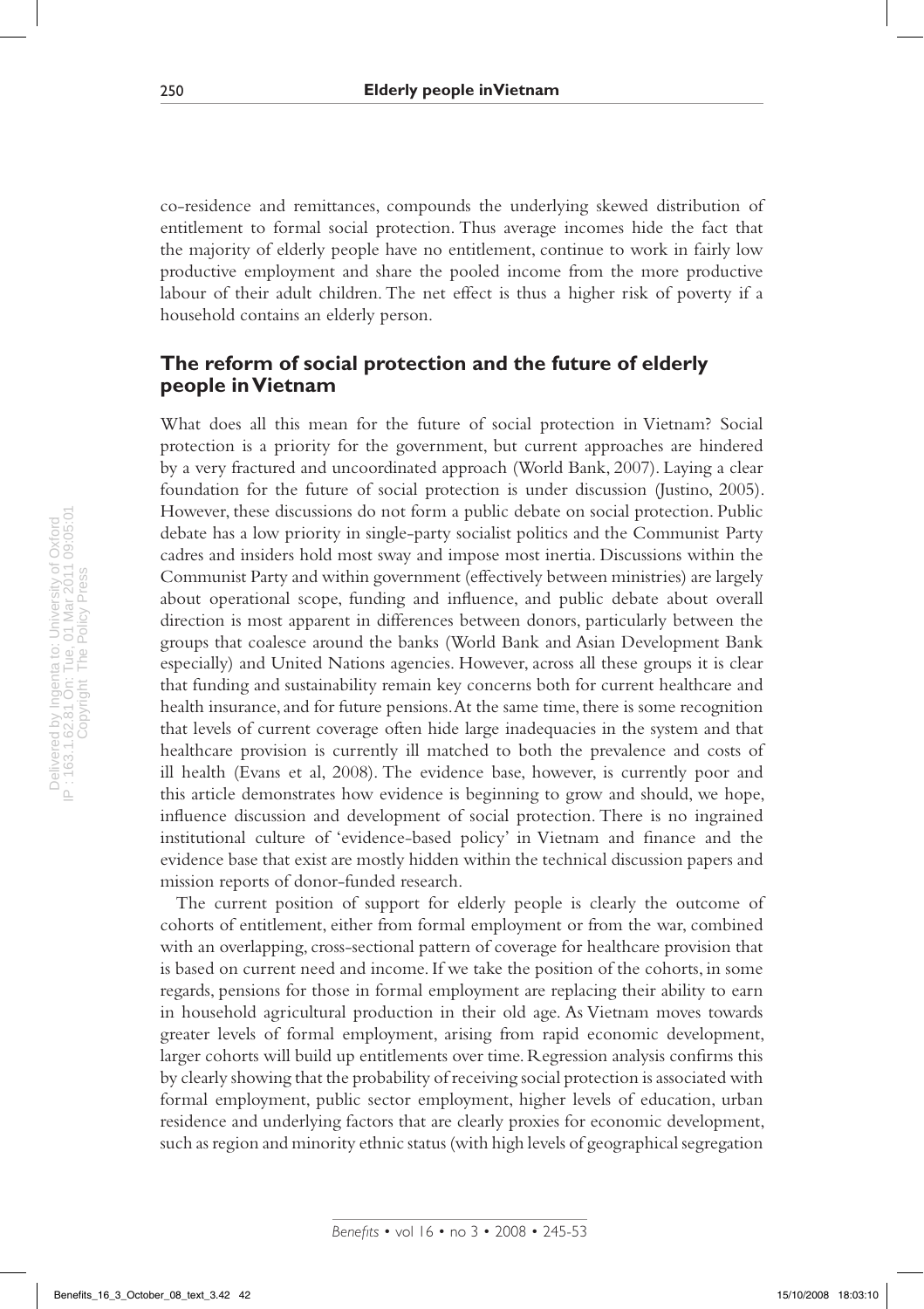co-residence and remittances, compounds the underlying skewed distribution of entitlement to formal social protection. Thus average incomes hide the fact that the majority of elderly people have no entitlement, continue to work in fairly low productive employment and share the pooled income from the more productive labour of their adult children. The net effect is thus a higher risk of poverty if a household contains an elderly person.

## The reform of social protection and the future of elderly people in Vietnam

What does all this mean for the future of social protection in Vietnam? Social protection is a priority for the government, but current approaches are hindered by a very fractured and uncoordinated approach (World Bank, 2007). Laying a clear foundation for the future of social protection is under discussion (Justino, 2005). However, these discussions do not form a public debate on social protection. Public debate has a low priority in single-party socialist politics and the Communist Party cadres and insiders hold most sway and impose most inertia. Discussions within the Communist Party and within government (effectively between ministries) are largely about operational scope, funding and influence, and public debate about overall direction is most apparent in differences between donors, particularly between the groups that coalesce around the banks (World Bank and Asian Development Bank especially) and United Nations agencies. However, across all these groups it is clear that funding and sustainability remain key concerns both for current healthcare and health insurance, and for future pensions. At the same time, there is some recognition that levels of current coverage often hide large inadequacies in the system and that healthcare provision is currently ill matched to both the prevalence and costs of ill health (Evans et al, 2008). The evidence base, however, is currently poor and this article demonstrates how evidence is beginning to grow and should, we hope, influence discussion and development of social protection. There is no ingrained institutional culture of 'evidence-based policy' in Vietnam and finance and the evidence base that exist are mostly hidden within the technical discussion papers and mission reports of donor-funded research.

The current position of support for elderly people is clearly the outcome of cohorts of entitlement, either from formal employment or from the war, combined with an overlapping, cross-sectional pattern of coverage for healthcare provision that is based on current need and income. If we take the position of the cohorts, in some regards, pensions for those in formal employment are replacing their ability to earn in household agricultural production in their old age. As Vietnam moves towards greater levels of formal employment, arising from rapid economic development, larger cohorts will build up entitlements over time. Regression analysis confirms this by clearly showing that the probability of receiving social protection is associated with formal employment, public sector employment, higher levels of education, urban residence and underlying factors that are clearly proxies for economic development, such as region and minority ethnic status (with high levels of geographical segregation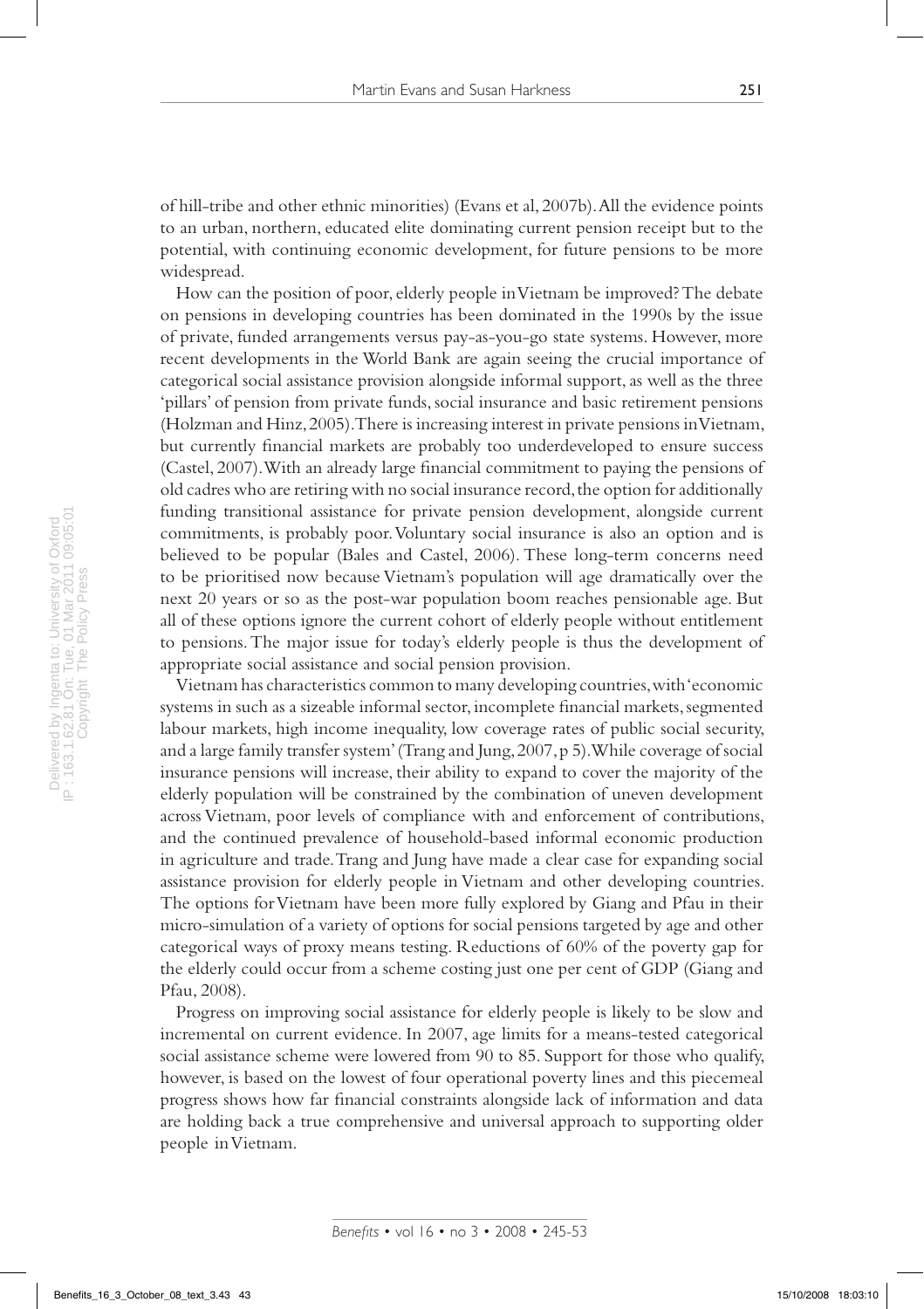of hill-tribe and other ethnic minorities) (Evans et al, 2007b). All the evidence points to an urban, northern, educated elite dominating current pension receipt but to the potential, with continuing economic development, for future pensions to be more widespread.

How can the position of poor, elderly people in Vietnam be improved? The debate on pensions in developing countries has been dominated in the 1990s by the issue of private, funded arrangements versus pay-as-you-go state systems. However, more recent developments in the World Bank are again seeing the crucial importance of categorical social assistance provision alongside informal support, as well as the three 'pillars' of pension from private funds, social insurance and basic retirement pensions (Holzman and Hinz, 2005). There is increasing interest in private pensions in Vietnam, but currently financial markets are probably too underdeveloped to ensure success (Castel, 2007). With an already large financial commitment to paying the pensions of old cadres who are retiring with no social insurance record, the option for additionally funding transitional assistance for private pension development, alongside current commitments, is probably poor. Voluntary social insurance is also an option and is believed to be popular (Bales and Castel, 2006). These long-term concerns need to be prioritised now because Vietnam's population will age dramatically over the next 20 years or so as the post-war population boom reaches pensionable age. But all of these options ignore the current cohort of elderly people without entitlement to pensions. The major issue for today's elderly people is thus the development of appropriate social assistance and social pension provision.

Vietnam has characteristics common to many developing countries, with 'economic systems in such as a sizeable informal sector, incomplete financial markets, segmented labour markets, high income inequality, low coverage rates of public social security, and a large family transfer system' (Trang and Jung, 2007, p 5). While coverage of social insurance pensions will increase, their ability to expand to cover the majority of the elderly population will be constrained by the combination of uneven development across Vietnam, poor levels of compliance with and enforcement of contributions, and the continued prevalence of household-based informal economic production in agriculture and trade. Trang and Jung have made a clear case for expanding social assistance provision for elderly people in Vietnam and other developing countries. The options for Vietnam have been more fully explored by Giang and Pfau in their micro-simulation of a variety of options for social pensions targeted by age and other categorical ways of proxy means testing. Reductions of 60% of the poverty gap for the elderly could occur from a scheme costing just one per cent of GDP (Giang and Pfau, 2008).

Progress on improving social assistance for elderly people is likely to be slow and incremental on current evidence. In 2007, age limits for a means-tested categorical social assistance scheme were lowered from 90 to 85. Support for those who qualify, however, is based on the lowest of four operational poverty lines and this piecemeal progress shows how far financial constraints alongside lack of information and data are holding back a true comprehensive and universal approach to supporting older people in Vietnam.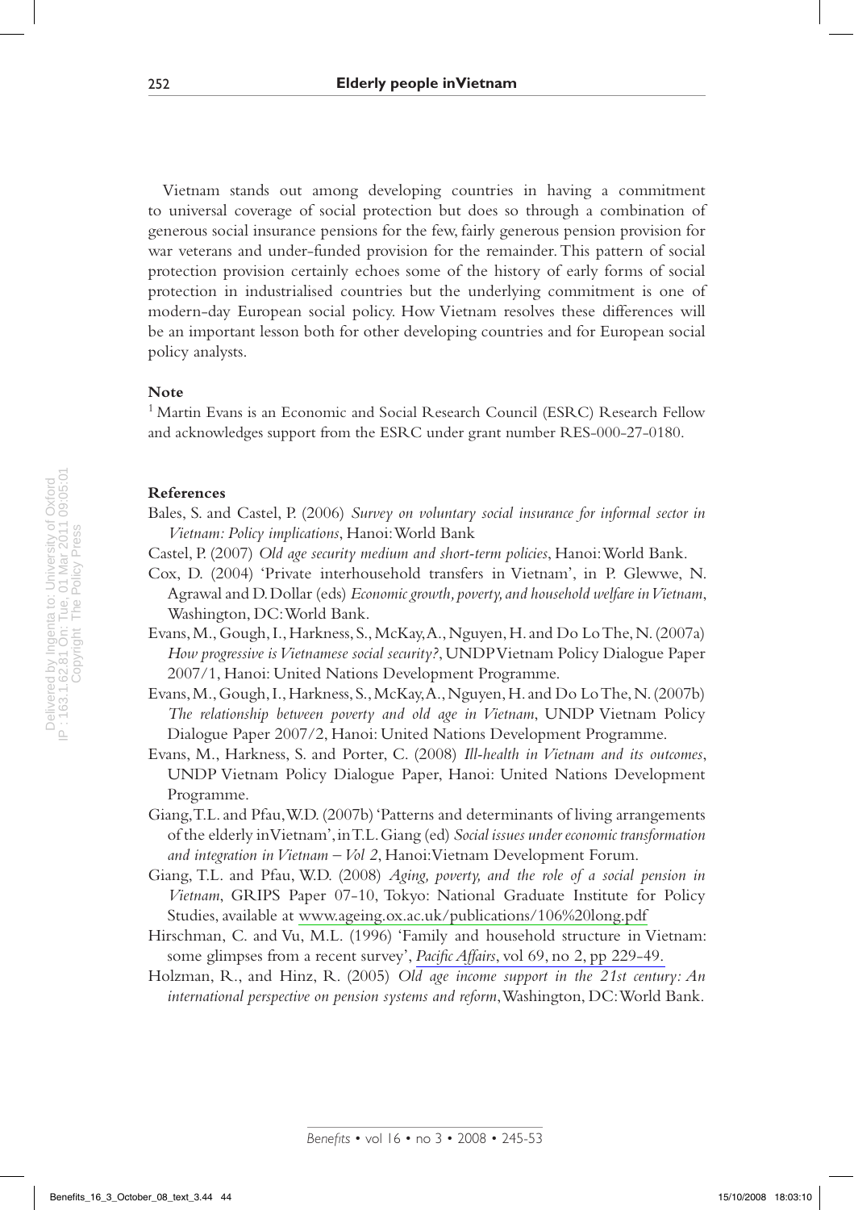Vietnam stands out among developing countries in having a commitment to universal coverage of social protection but does so through a combination of generous social insurance pensions for the few, fairly generous pension provision for war veterans and under-funded provision for the remainder. This pattern of social protection provision certainly echoes some of the history of early forms of social protection in industrialised countries but the underlying commitment is one of modern-day European social policy. How Vietnam resolves these differences will be an important lesson both for other developing countries and for European social policy analysts.

**Note**

[1] Martin Evans is an Economic and Social Research Council (ESRC) Research Fellow and acknowledges support from the ESRC under grant number RES-000-27-0180.

**References**

Bales, S. and Castel, P. (2006) *Survey on voluntary social insurance for informal sector in Vietnam: Policy implications*, Hanoi: World Bank

Castel, P. (2007) *Old age security medium and short-term policies*, Hanoi: World Bank.

Cox, D. (2004) 'Private interhousehold transfers in Vietnam', in P. Glewwe, N. Agrawal and D. Dollar (eds) *Economic growth, poverty, and household welfare in Vietnam*, Washington, DC: World Bank.

Evans, M., Gough, I., Harkness, S., McKay, A., Nguyen, H. and Do Lo The, N. (2007a) *How progressive is Vietnamese social security?*, UNDP Vietnam Policy Dialogue Paper 2007/1, Hanoi: United Nations Development Programme.

Evans, M., Gough, I., Harkness, S., McKay, A., Nguyen, H. and Do Lo The, N. (2007b) *The relationship between poverty and old age in Vietnam*, UNDP Vietnam Policy Dialogue Paper 2007/2, Hanoi: United Nations Development Programme.

Evans, M., Harkness, S. and Porter, C. (2008) *Ill-health in Vietnam and its outcomes*, UNDP Vietnam Policy Dialogue Paper, Hanoi: United Nations Development Programme.

Giang, T.L. and Pfau, W.D. (2007b) 'Patterns and determinants of living arrangements of the elderly in Vietnam', in T.L. Giang (ed) *Social issues under economic transformation and integration in Vietnam – Vol 2*, Hanoi: Vietnam Development Forum.

Giang, T.L. and Pfau, W.D. (2008) *Aging, poverty, and the role of a social pension in Vietnam*, GRIPS Paper 07-10, Tokyo: National Graduate Institute for Policy Studies, available at www.ageing.ox.ac.uk/publications/106%20long.pdf

Hirschman, C. and Vu, M.L. (1996) 'Family and household structure in Vietnam: some glimpses from a recent survey', *Pacific Affairs*, vol 69, no 2, pp 229-49.

Holzman, R., and Hinz, R. (2005) *Old age income support in the 21st century: An international perspective on pension systems and reform*, Washington, DC: World Bank.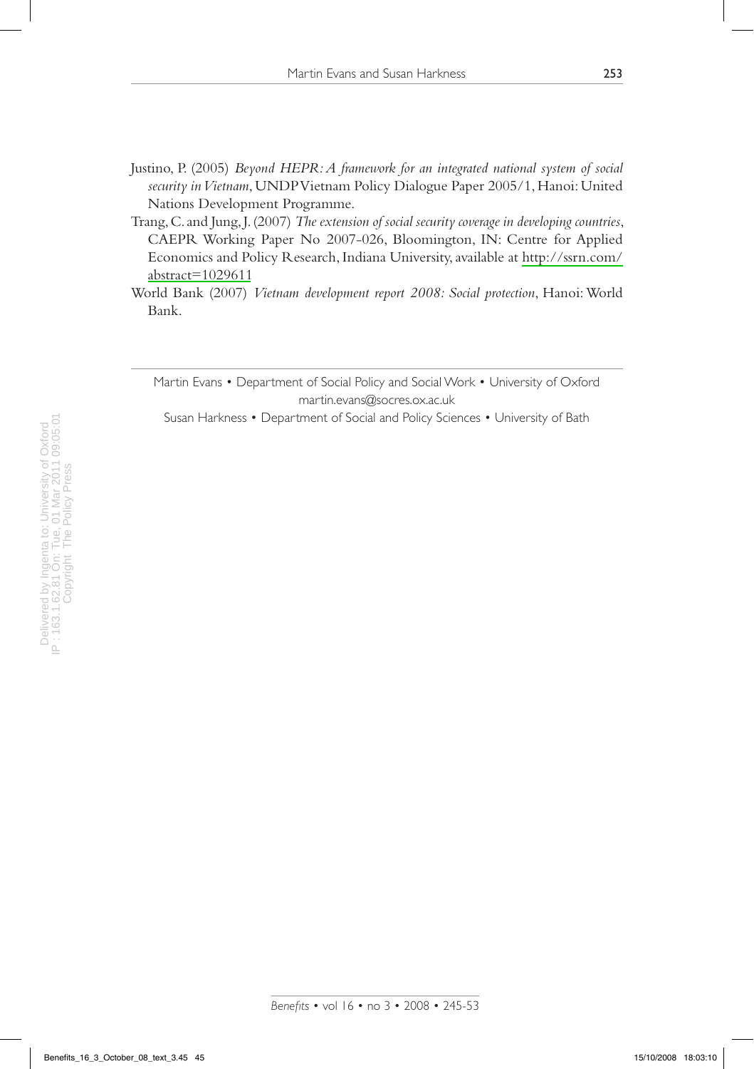Justino, P. (2005) *Beyond HEPR: A framework for an integrated national system of social security in Vietnam*, UNDP Vietnam Policy Dialogue Paper 2005/1, Hanoi: United Nations Development Programme.

Trang, C. and Jung, J. (2007) *The extension of social security coverage in developing countries*, CAEPR Working Paper No 2007-026, Bloomington, IN: Centre for Applied Economics and Policy Research, Indiana University, available at http://ssrn.com/abstract=1029611

World Bank (2007) *Vietnam development report 2008: Social protection*, Hanoi: World Bank.

---

Martin Evans • Department of Social Policy and Social Work • University of Oxford
martin.evans@socres.ox.ac.uk

Susan Harkness • Department of Social and Policy Sciences • University of Bath